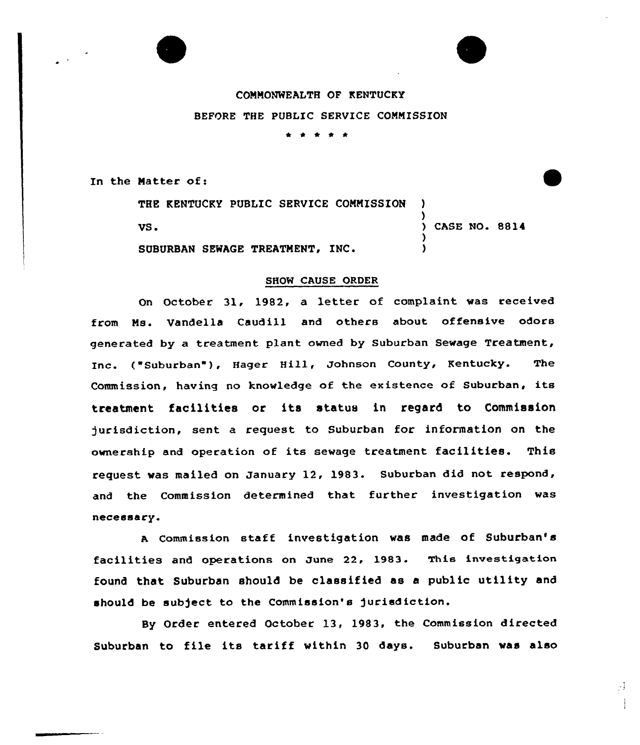COMMONWEALTH OF KENTUCKY

BEFORE THE PUBLIC SERVICE COMMISSION

\* \* \* \* \*

In the Matter of:

| | | |
|---|---|---|
| THE KENTUCKY PUBLIC SERVICE COMMISSION | ) | |
| | ) | |
| VS. | ) | CASE NO. 8814 |
| | ) | |
| SUBURBAN SEWAGE TREATMENT, INC. | ) | |

## SHOW CAUSE ORDER

On October 31, 1982, a letter of complaint was received from Ms. Vandella Caudill and others about offensive odors generated by a treatment plant owned by Suburban Sewage Treatment, Inc. ("Suburban"), Hager Hill, Johnson County, Kentucky. The Commission, having no knowledge of the existence of Suburban, its treatment facilities or its status in regard to Commission jurisdiction, sent a request to Suburban for information on the ownership and operation of its sewage treatment facilities. This request was mailed on January 12, 1983. Suburban did not respond, and the Commission determined that further investigation was necessary.

A Commission staff investigation was made of Suburban's facilities and operations on June 22, 1983. This investigation found that Suburban should be classified as a public utility and should be subject to the Commission's jurisdiction.

By Order entered October 13, 1983, the Commission directed Suburban to file its tariff within 30 days. Suburban was also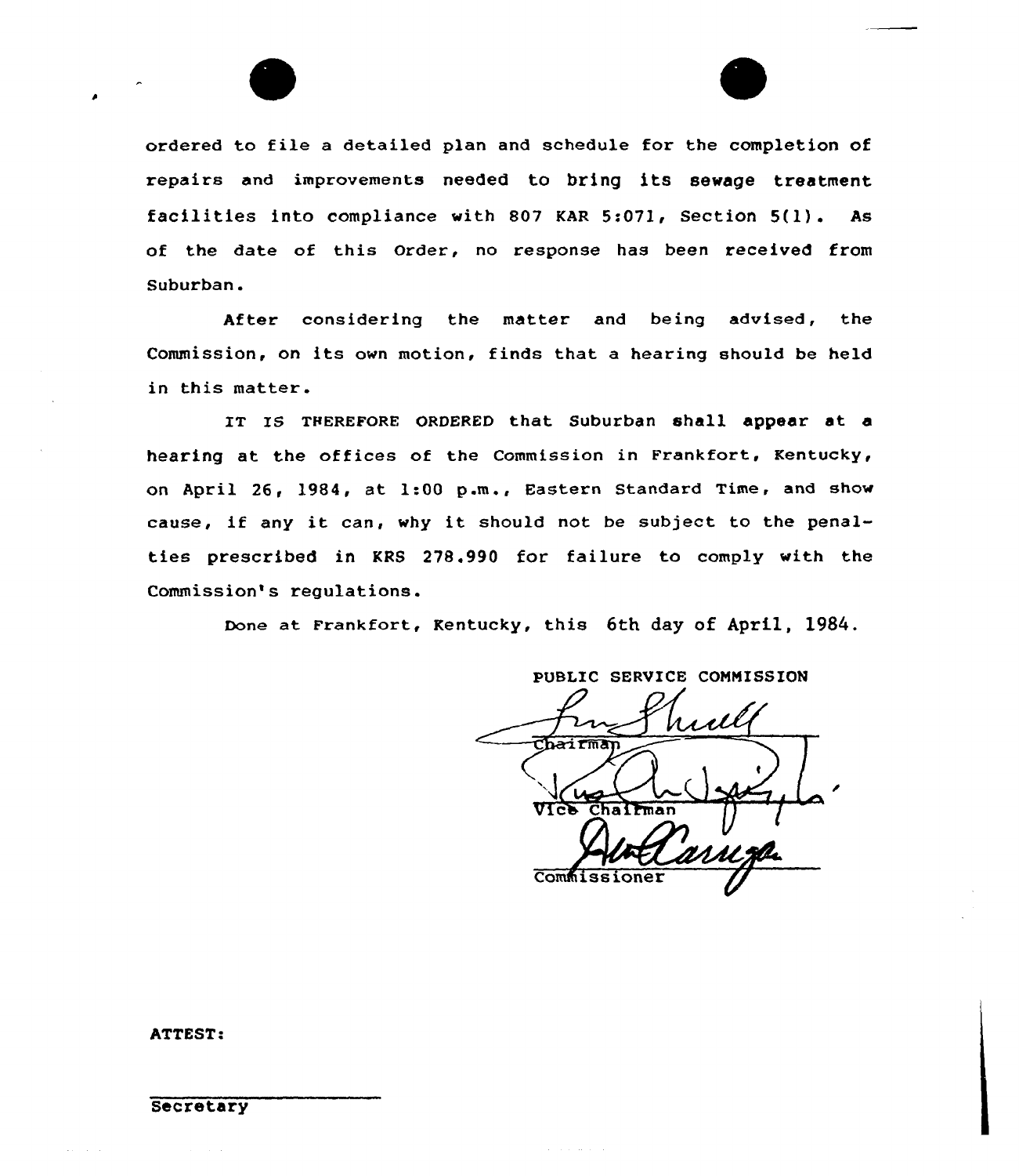ordered to file a detailed plan and schedule for the completion of repairs and improvements needed to bring its sewage treatment facilities into compliance with 807 KAR 5:071, Section 5(1). As of the date of this Order, no response has been received from Suburban.

After considering the matter and being advised, the Commission, on its own motion, finds that a hearing should be held in this matter.

IT IS THEREFORE ORDERED that Suburban shall appear at a hearing at the offices of the Commission in Frankfort, Kentucky, on April 26, 1984, at 1:00 p.m., Eastern Standard Time, and show cause, if any it can, why it should not be subject to the penalties prescribed in KRS 278.990 for failure to comply with the Commission's regulations.

Done at Frankfort, Kentucky, this 6th day of April, 1984.

PUBLIC SERVICE COMMISSION

Chairman

Vice Chairman

Commissioner

ATTEST:

Secretary